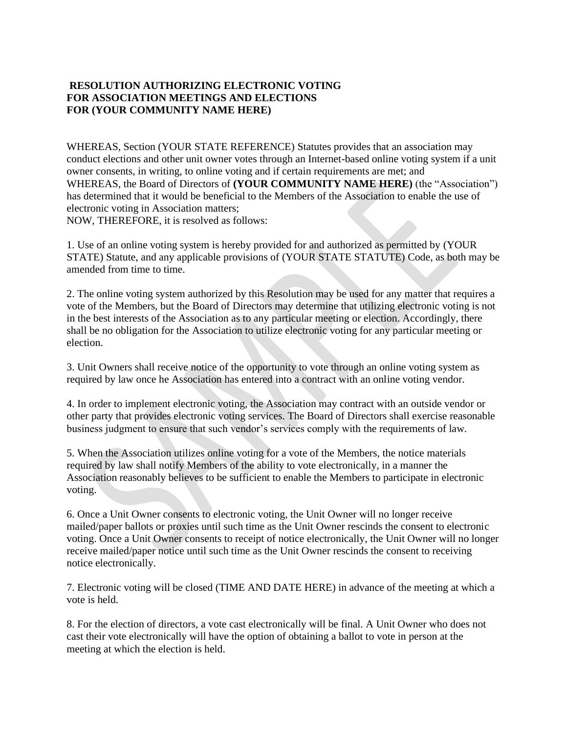**RESOLUTION AUTHORIZING ELECTRONIC VOTING FOR ASSOCIATION MEETINGS AND ELECTIONS FOR (YOUR COMMUNITY NAME HERE)**

WHEREAS, Section (YOUR STATE REFERENCE) Statutes provides that an association may conduct elections and other unit owner votes through an Internet-based online voting system if a unit owner consents, in writing, to online voting and if certain requirements are met; and
WHEREAS, the Board of Directors of **(YOUR COMMUNITY NAME HERE)** (the "Association") has determined that it would be beneficial to the Members of the Association to enable the use of electronic voting in Association matters;
NOW, THEREFORE, it is resolved as follows:

1. Use of an online voting system is hereby provided for and authorized as permitted by (YOUR STATE) Statute, and any applicable provisions of (YOUR STATE STATUTE) Code, as both may be amended from time to time.

2. The online voting system authorized by this Resolution may be used for any matter that requires a vote of the Members, but the Board of Directors may determine that utilizing electronic voting is not in the best interests of the Association as to any particular meeting or election. Accordingly, there shall be no obligation for the Association to utilize electronic voting for any particular meeting or election.

3. Unit Owners shall receive notice of the opportunity to vote through an online voting system as required by law once he Association has entered into a contract with an online voting vendor.

4. In order to implement electronic voting, the Association may contract with an outside vendor or other party that provides electronic voting services. The Board of Directors shall exercise reasonable business judgment to ensure that such vendor's services comply with the requirements of law.

5. When the Association utilizes online voting for a vote of the Members, the notice materials required by law shall notify Members of the ability to vote electronically, in a manner the Association reasonably believes to be sufficient to enable the Members to participate in electronic voting.

6. Once a Unit Owner consents to electronic voting, the Unit Owner will no longer receive mailed/paper ballots or proxies until such time as the Unit Owner rescinds the consent to electronic voting. Once a Unit Owner consents to receipt of notice electronically, the Unit Owner will no longer receive mailed/paper notice until such time as the Unit Owner rescinds the consent to receiving notice electronically.

7. Electronic voting will be closed (TIME AND DATE HERE) in advance of the meeting at which a vote is held.

8. For the election of directors, a vote cast electronically will be final. A Unit Owner who does not cast their vote electronically will have the option of obtaining a ballot to vote in person at the meeting at which the election is held.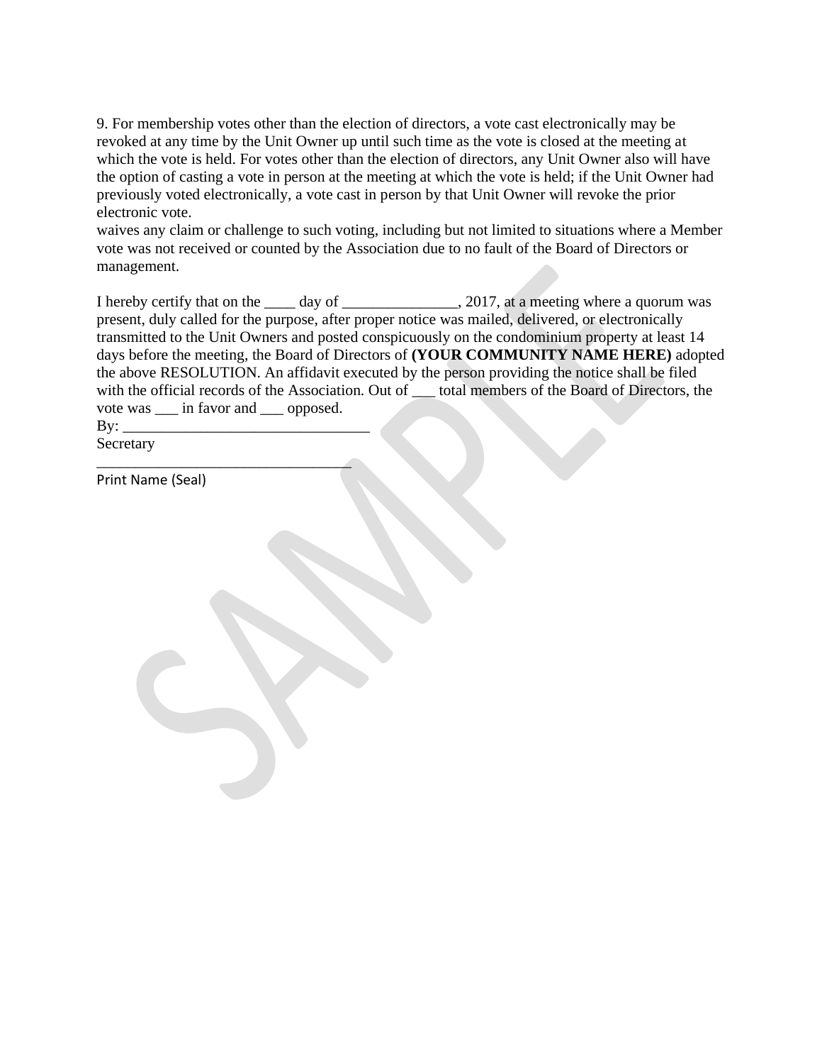9. For membership votes other than the election of directors, a vote cast electronically may be revoked at any time by the Unit Owner up until such time as the vote is closed at the meeting at which the vote is held. For votes other than the election of directors, any Unit Owner also will have the option of casting a vote in person at the meeting at which the vote is held; if the Unit Owner had previously voted electronically, a vote cast in person by that Unit Owner will revoke the prior electronic vote.
waives any claim or challenge to such voting, including but not limited to situations where a Member vote was not received or counted by the Association due to no fault of the Board of Directors or management.

I hereby certify that on the ____ day of _______________, 2017, at a meeting where a quorum was present, duly called for the purpose, after proper notice was mailed, delivered, or electronically transmitted to the Unit Owners and posted conspicuously on the condominium property at least 14 days before the meeting, the Board of Directors of **(YOUR COMMUNITY NAME HERE)** adopted the above RESOLUTION. An affidavit executed by the person providing the notice shall be filed with the official records of the Association. Out of ___ total members of the Board of Directors, the vote was ___ in favor and ___ opposed.

By: ________________________________

Secretary

________________________________

Print Name (Seal)